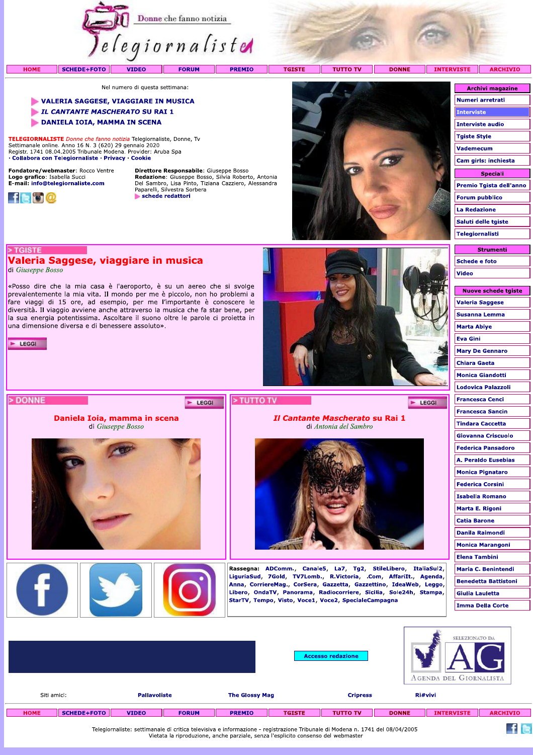# Telegiornaliste

Donne che fanno notizia

HOME | SCHEDE+FOTO | VIDEO | FORUM | PREMIO | TGISTE | TUTTO TV | DONNE | INTERVISTE | ARCHIVIO

Nel numero di questa settimana:

- **VALERIA SAGGESE, VIAGGIARE IN MUSICA**
- ***IL CANTANTE MASCHERATO* SU RAI 1**
- **DANIELA IOIA, MAMMA IN SCENA**

**TELEGIORNALISTE** *Donne che fanno notizia* Telegiornaliste, Donne, Tv
Settimanale online. Anno 16 N. 3 (620) 29 gennaio 2020
Registr. 1741 08.04.2005 Tribunale Modena. Provider: Aruba Spa
· **Collabora con Telegiornaliste** · **Privacy** · **Cookie**

**Fondatore/webmaster**: Rocco Ventre
**Logo grafico**: Isabella Succi
**E-mail**: **info@telegiornaliste.com**

**Direttore Responsabile**: Giuseppe Bosso
**Redazione**: Giuseppe Bosso, Silvia Roberto, Antonia Del Sambro, Lisa Pinto, Tiziana Cazziero, Alessandra Paparelli, Silvestra Sorbera
**schede redattori**

## > TGISTE

## Valeria Saggese, viaggiare in musica

di *Giuseppe Bosso*

«Posso dire che la mia casa è l'aeroporto, è su un aereo che si svolge prevalentemente la mia vita. Il mondo per me è piccolo, non ho problemi a fare viaggi di 15 ore, ad esempio, per me l'importante è conoscere le diversità. Il viaggio avviene anche attraverso la musica che fa star bene, per la sua energia potentissima. Ascoltare il suono oltre le parole ci proietta in una dimensione diversa e di benessere assoluto».

LEGGI

## > DONNE

LEGGI

### Daniela Ioia, mamma in scena

di *Giuseppe Bosso*

## > TUTTO TV

LEGGI

### *Il Cantante Mascherato* su Rai 1

di *Antonia del Sambro*

**Rassegna**: ADComm., Canale5, La7, Tg2, StileLibero, ItaliaSul2, LiguriaSud, 7Gold, TV7Lomb., R.Victoria, .Com, AffariIt., Agenda, Anna, CorriereMag., CorSera, Gazzetta, Gazzettino, IdeaWeb, Leggo, Libero, OndaTV, Panorama, Radiocorriere, Sicilia, Sole24h, Stampa, StarTV, Tempo, Visto, Voce1, Voce2, SpecialeCampagna

**Archivi magazine**
- Numeri arretrati
- Interviste
- Interviste audio
- Tgiste Style
- Vademecum
- Cam girls: inchiesta

**Speciali**
- Premio Tgista dell'anno
- Forum pubblico
- La Redazione
- Saluti delle tgiste
- Telegiornalisti

**Strumenti**
- Schede e foto
- Video

**Nuove schede tgiste**
- Valeria Saggese
- Susanna Lemma
- Marta Abiye
- Eva Gini
- Mary De Gennaro
- Chiara Gaeta
- Monica Giandotti
- Lodovica Palazzoli
- Francesca Cenci
- Francesca Sancin
- Tindara Caccetta
- Giovanna Criscuolo
- Federica Pansadoro
- A. Peraldo Eusebias
- Monica Pignataro
- Federica Corsini
- Isabella Romano
- Marta E. Rigoni
- Catia Barone
- Danila Raimondi
- Monica Marangoni
- Elena Tambini
- Maria C. Benintendi
- Benedetta Battistoni
- Giulia Lauletta
- Imma Della Corte

Accesso redazione

SELEZIONATO DA AG Agenda del Giornalista

Siti amici: Pallavoliste | The Glossy Mag | Cripress | Ri#vivi

HOME | SCHEDE+FOTO | VIDEO | FORUM | PREMIO | TGISTE | TUTTO TV | DONNE | INTERVISTE | ARCHIVIO

Telegiornaliste: settimanale di critica televisiva e informazione - registrazione Tribunale di Modena n. 1741 del 08/04/2005
Vietata la riproduzione, anche parziale, senza l'esplicito consenso del webmaster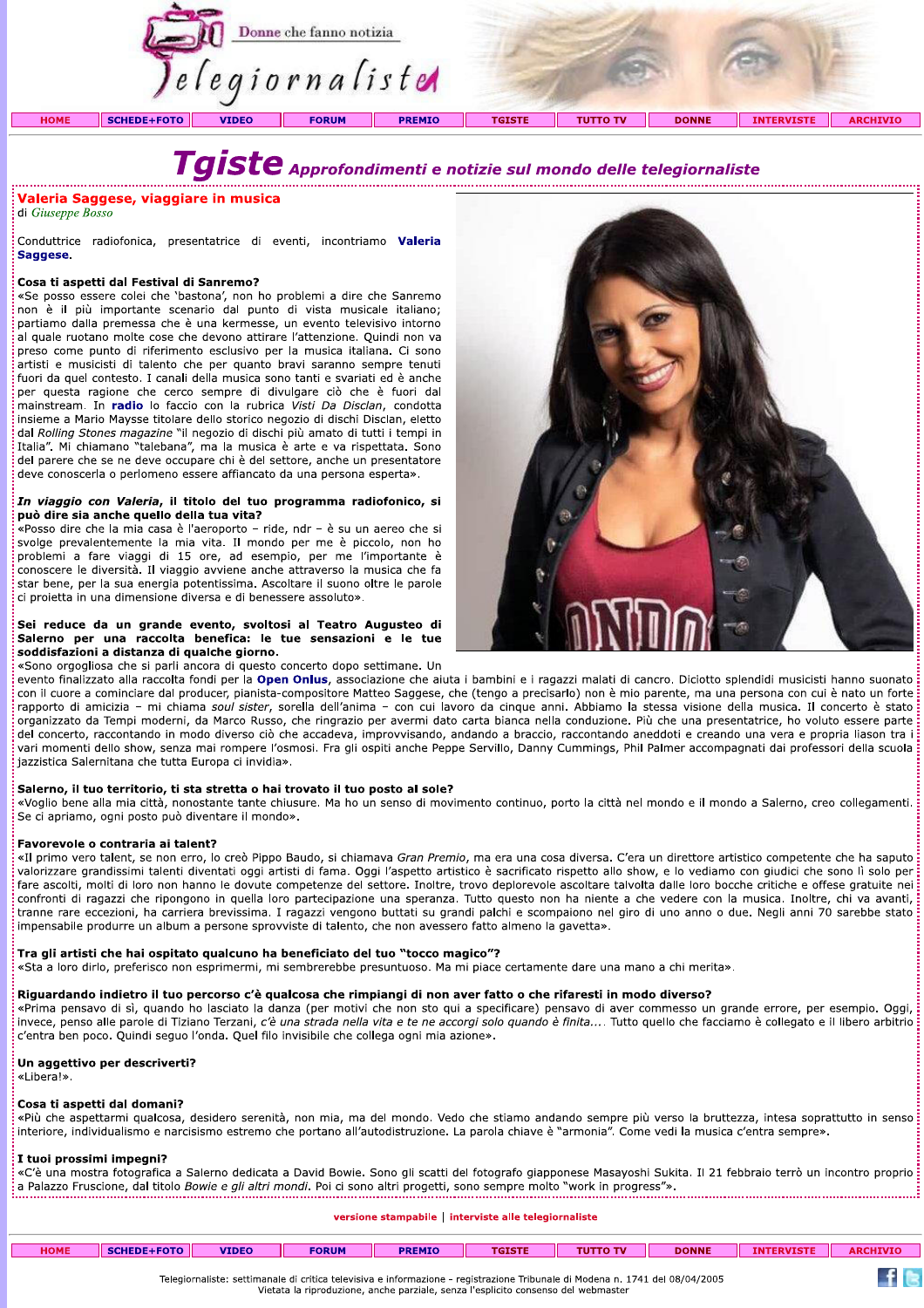# Tgiste Approfondimenti e notizie sul mondo delle telegiornaliste

## Valeria Saggese, viaggiare in musica

di *Giuseppe Bosso*

Conduttrice radiofonica, presentatrice di eventi, incontriamo **Valeria Saggese**.

**Cosa ti aspetti dal Festival di Sanremo?**
«Se posso essere colei che 'bastona', non ho problemi a dire che Sanremo non è il più importante scenario dal punto di vista musicale italiano; partiamo dalla premessa che è una kermesse, un evento televisivo intorno al quale ruotano molte cose che devono attirare l'attenzione. Quindi non va preso come punto di riferimento esclusivo per la musica italiana. Ci sono artisti e musicisti di talento che per quanto bravi saranno sempre tenuti fuori da quel contesto. I canali della musica sono tanti e svariati ed è anche per questa ragione che cerco sempre di divulgare ciò che è fuori dal mainstream. In **radio** lo faccio con la rubrica *Visti Da Disclan*, condotta insieme a Mario Maysse titolare dello storico negozio di dischi Disclan, eletto dal *Rolling Stones magazine* "il negozio di dischi più amato di tutti i tempi in Italia". Mi chiamano "talebana", ma la musica è arte e va rispettata. Sono del parere che se ne deve occupare chi è del settore, anche un presentatore deve conoscerla o perlomeno essere affiancato da una persona esperta».

***In viaggio con Valeria*, il titolo del tuo programma radiofonico, si può dire sia anche quello della tua vita?**
«Posso dire che la mia casa è l'aeroporto – ride, ndr – è su un aereo che si svolge prevalentemente la mia vita. Il mondo per me è piccolo, non ho problemi a fare viaggi di 15 ore, ad esempio, per me l'importante è conoscere le diversità. Il viaggio avviene anche attraverso la musica che fa star bene, per la sua energia potentissima. Ascoltare il suono oltre le parole ci proietta in una dimensione diversa e di benessere assoluto».

**Sei reduce da un grande evento, svoltosi al Teatro Augusteo di Salerno per una raccolta benefica: le tue sensazioni e le tue soddisfazioni a distanza di qualche giorno.**
«Sono orgogliosa che si parli ancora di questo concerto dopo settimane. Un evento finalizzato alla raccolta fondi per la **Open Onlus**, associazione che aiuta i bambini e i ragazzi malati di cancro. Diciotto splendidi musicisti hanno suonato con il cuore a cominciare dal producer, pianista-compositore Matteo Saggese, che (tengo a precisarlo) non è mio parente, ma una persona con cui è nato un forte rapporto di amicizia – mi chiama *soul sister*, sorella dell'anima – con cui lavoro da cinque anni. Abbiamo la stessa visione della musica. Il concerto è stato organizzato da Tempi moderni, da Marco Russo, che ringrazio per avermi dato carta bianca nella conduzione. Più che una presentatrice, ho voluto essere parte del concerto, raccontando in modo diverso ciò che accadeva, improvvisando, andando a braccio, raccontando aneddoti e creando una vera e propria liason tra i vari momenti dello show, senza mai rompere l'osmosi. Fra gli ospiti anche Peppe Servillo, Danny Cummings, Phil Palmer accompagnati dai professori della scuola jazzistica Salernitana che tutta Europa ci invidia».

**Salerno, il tuo territorio, ti sta stretta o hai trovato il tuo posto al sole?**
«Voglio bene alla mia città, nonostante tante chiusure. Ma ho un senso di movimento continuo, porto la città nel mondo e il mondo a Salerno, creo collegamenti. Se ci apriamo, ogni posto può diventare il mondo».

**Favorevole o contraria ai talent?**
«Il primo vero talent, se non erro, lo creò Pippo Baudo, si chiamava *Gran Premio*, ma era una cosa diversa. C'era un direttore artistico competente che ha saputo valorizzare grandissimi talenti diventati oggi artisti di fama. Oggi l'aspetto artistico è sacrificato rispetto allo show, e lo vediamo con giudici che sono lì solo per fare ascolti, molti di loro non hanno le dovute competenze del settore. Inoltre, trovo deplorevole ascoltare talvolta dalle loro bocche critiche e offese gratuite nei confronti di ragazzi che ripongono in quella loro partecipazione una speranza. Tutto questo non ha niente a che vedere con la musica. Inoltre, chi va avanti, tranne rare eccezioni, ha carriera brevissima. I ragazzi vengono buttati su grandi palchi e scompaiono nel giro di uno anno o due. Negli anni 70 sarebbe stato impensabile produrre un album a persone sprovviste di talento, che non avessero fatto almeno la gavetta».

**Tra gli artisti che hai ospitato qualcuno ha beneficiato del tuo "tocco magico"?**
«Sta a loro dirlo, preferisco non esprimermi, mi sembrerebbe presuntuoso. Ma mi piace certamente dare una mano a chi merita».

**Riguardando indietro il tuo percorso c'è qualcosa che rimpiangi di non aver fatto o che rifaresti in modo diverso?**
«Prima pensavo di sì, quando ho lasciato la danza (per motivi che non sto qui a specificare) pensavo di aver commesso un grande errore, per esempio. Oggi, invece, penso alle parole di Tiziano Terzani, *c'è una strada nella vita e te ne accorgi solo quando è finita...*. Tutto quello che facciamo è collegato e il libero arbitrio c'entra ben poco. Quindi seguo l'onda. Quel filo invisibile che collega ogni mia azione».

**Un aggettivo per descriverti?**
«Libera!».

**Cosa ti aspetti dal domani?**
«Più che aspettarmi qualcosa, desidero serenità, non mia, ma del mondo. Vedo che stiamo andando sempre più verso la bruttezza, intesa soprattutto in senso interiore, individualismo e narcisismo estremo che portano all'autodistruzione. La parola chiave è "armonia". Come vedi la musica c'entra sempre».

**I tuoi prossimi impegni?**
«C'è una mostra fotografica a Salerno dedicata a David Bowie. Sono gli scatti del fotografo giapponese Masayoshi Sukita. Il 21 febbraio terrò un incontro proprio a Palazzo Fruscione, dal titolo *Bowie e gli altri mondi*. Poi ci sono altri progetti, sono sempre molto "work in progress"».

versione stampabile | interviste alle telegiornaliste

Telegiornaliste: settimanale di critica televisiva e informazione - registrazione Tribunale di Modena n. 1741 del 08/04/2005
Vietata la riproduzione, anche parziale, senza l'esplicito consenso del webmaster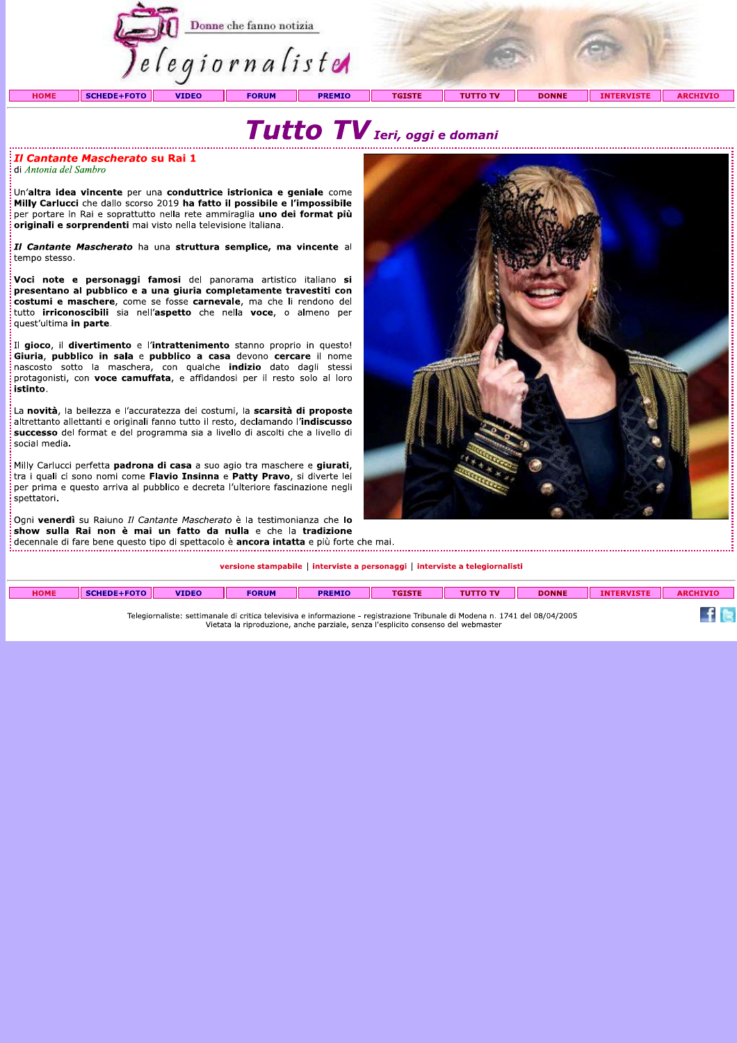Telegiornaliste — Donne che fanno notizia

HOME | SCHEDE+FOTO | VIDEO | FORUM | PREMIO | TGISTE | TUTTO TV | DONNE | INTERVISTE | ARCHIVIO

# Tutto TV *Ieri, oggi e domani*

## *Il Cantante Mascherato* su Rai 1

di *Antonia del Sambro*

Un'**altra idea vincente** per una **conduttrice istrionica e geniale** come **Milly Carlucci** che dallo scorso 2019 **ha fatto il possibile e l'impossibile** per portare in Rai e soprattutto nella rete ammiraglia **uno dei format più originali e sorprendenti** mai visto nella televisione italiana.

***Il Cantante Mascherato*** ha una **struttura semplice, ma vincente** al tempo stesso.

**Voci note e personaggi famosi** del panorama artistico italiano **si presentano al pubblico e a una giuria completamente travestiti con costumi e maschere**, come se fosse **carnevale**, ma che li rendono del tutto **irriconoscibili** sia nell'**aspetto** che nella **voce**, o almeno per quest'ultima **in parte**.

Il **gioco**, il **divertimento** e l'**intrattenimento** stanno proprio in questo! **Giuria**, **pubblico in sala** e **pubblico a casa** devono **cercare** il nome nascosto sotto la maschera, con qualche **indizio** dato dagli stessi protagonisti, con **voce camuffata**, e affidandosi per il resto solo al loro **istinto**.

La **novità**, la bellezza e l'accuratezza dei costumi, la **scarsità di proposte** altrettanto allettanti e originali fanno tutto il resto, declamando l'**indiscusso successo** del format e del programma sia a livello di ascolti che a livello di social media.

Milly Carlucci perfetta **padrona di casa** a suo agio tra maschere e **giurati**, tra i quali ci sono nomi come **Flavio Insinna** e **Patty Pravo**, si diverte lei per prima e questo arriva al pubblico e decreta l'ulteriore fascinazione negli **spettatori.**

Ogni **venerdì** su Raiuno *Il Cantante Mascherato* è la testimonianza che **lo show sulla Rai non è mai un fatto da nulla** e che la **tradizione** decennale di fare bene questo tipo di spettacolo è **ancora intatta** e più forte che mai.

versione stampabile | interviste a personaggi | interviste a telegiornalisti

HOME | SCHEDE+FOTO | VIDEO | FORUM | PREMIO | TGISTE | TUTTO TV | DONNE | INTERVISTE | ARCHIVIO

Telegiornaliste: settimanale di critica televisiva e informazione - registrazione Tribunale di Modena n. 1741 del 08/04/2005
Vietata la riproduzione, anche parziale, senza l'esplicito consenso del webmaster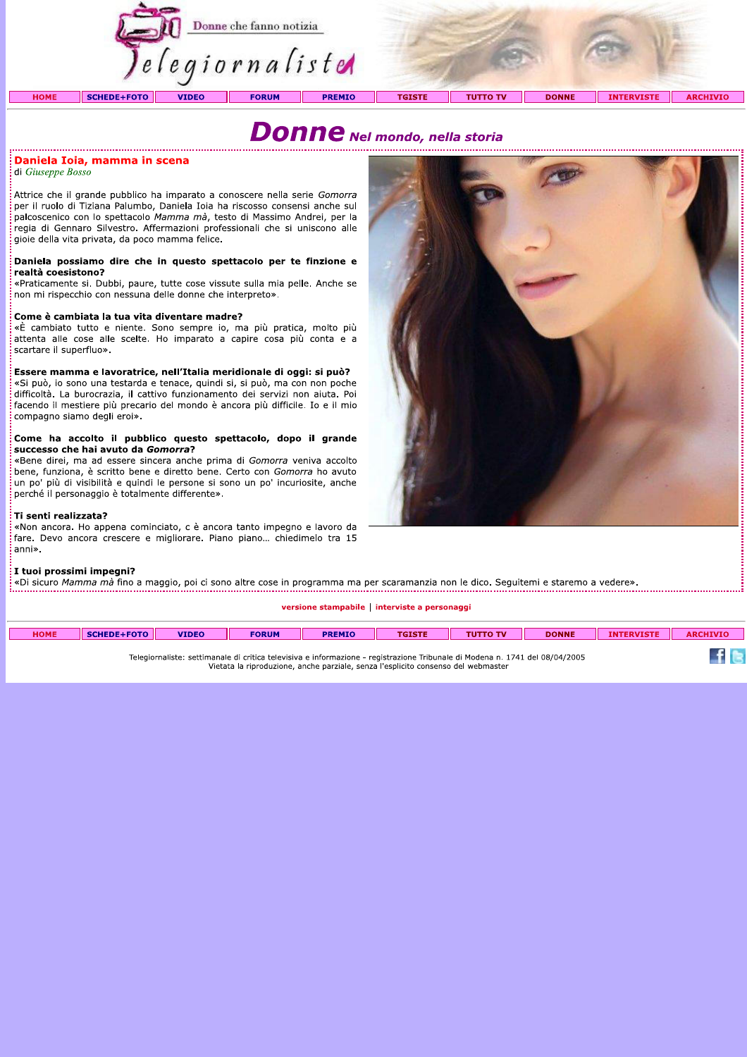Donne che fanno notizia

Telegiornaliste

HOME | SCHEDE+FOTO | VIDEO | FORUM | PREMIO | TGISTE | TUTTO TV | DONNE | INTERVISTE | ARCHIVIO

# Donne *Nel mondo, nella storia*

## Daniela Ioia, mamma in scena

di *Giuseppe Bosso*

Attrice che il grande pubblico ha imparato a conoscere nella serie *Gomorra* per il ruolo di Tiziana Palumbo, Daniela Ioia ha riscosso consensi anche sul palcoscenico con lo spettacolo *Mamma mà*, testo di Massimo Andrei, per la regia di Gennaro Silvestro. Affermazioni professionali che si uniscono alle gioie della vita privata, da poco mamma felice.

**Daniela possiamo dire che in questo spettacolo per te finzione e realtà coesistono?**
«Praticamente sì. Dubbi, paure, tutte cose vissute sulla mia pelle. Anche se non mi rispecchio con nessuna delle donne che interpreto».

**Come è cambiata la tua vita diventare madre?**
«È cambiato tutto e niente. Sono sempre io, ma più pratica, molto più attenta alle cose alle scelte. Ho imparato a capire cosa più conta e a scartare il superfluo».

**Essere mamma e lavoratrice, nell'Italia meridionale di oggi: si può?**
«Si può, io sono una testarda e tenace, quindi si, si può, ma con non poche difficoltà. La burocrazia, il cattivo funzionamento dei servizi non aiuta. Poi facendo il mestiere più precario del mondo è ancora più difficile. Io e il mio compagno siamo degli eroi».

**Come ha accolto il pubblico questo spettacolo, dopo il grande successo che hai avuto da *Gomorra*?**
«Bene direi, ma ad essere sincera anche prima di *Gomorra* veniva accolto bene, funziona, è scritto bene e diretto bene. Certo con *Gomorra* ho avuto un po' più di visibilità e quindi le persone si sono un po' incuriosite, anche perché il personaggio è totalmente differente».

**Ti senti realizzata?**
«Non ancora. Ho appena cominciato, c è ancora tanto impegno e lavoro da fare. Devo ancora crescere e migliorare. Piano piano… chiedimelo tra 15 anni».

**I tuoi prossimi impegni?**
«Di sicuro *Mamma mà* fino a maggio, poi ci sono altre cose in programma ma per scaramanzia non le dico. Seguitemi e staremo a vedere».

versione stampabile | interviste a personaggi

HOME | SCHEDE+FOTO | VIDEO | FORUM | PREMIO | TGISTE | TUTTO TV | DONNE | INTERVISTE | ARCHIVIO

Telegiornaliste: settimanale di critica televisiva e informazione - registrazione Tribunale di Modena n. 1741 del 08/04/2005
Vietata la riproduzione, anche parziale, senza l'esplicito consenso del webmaster